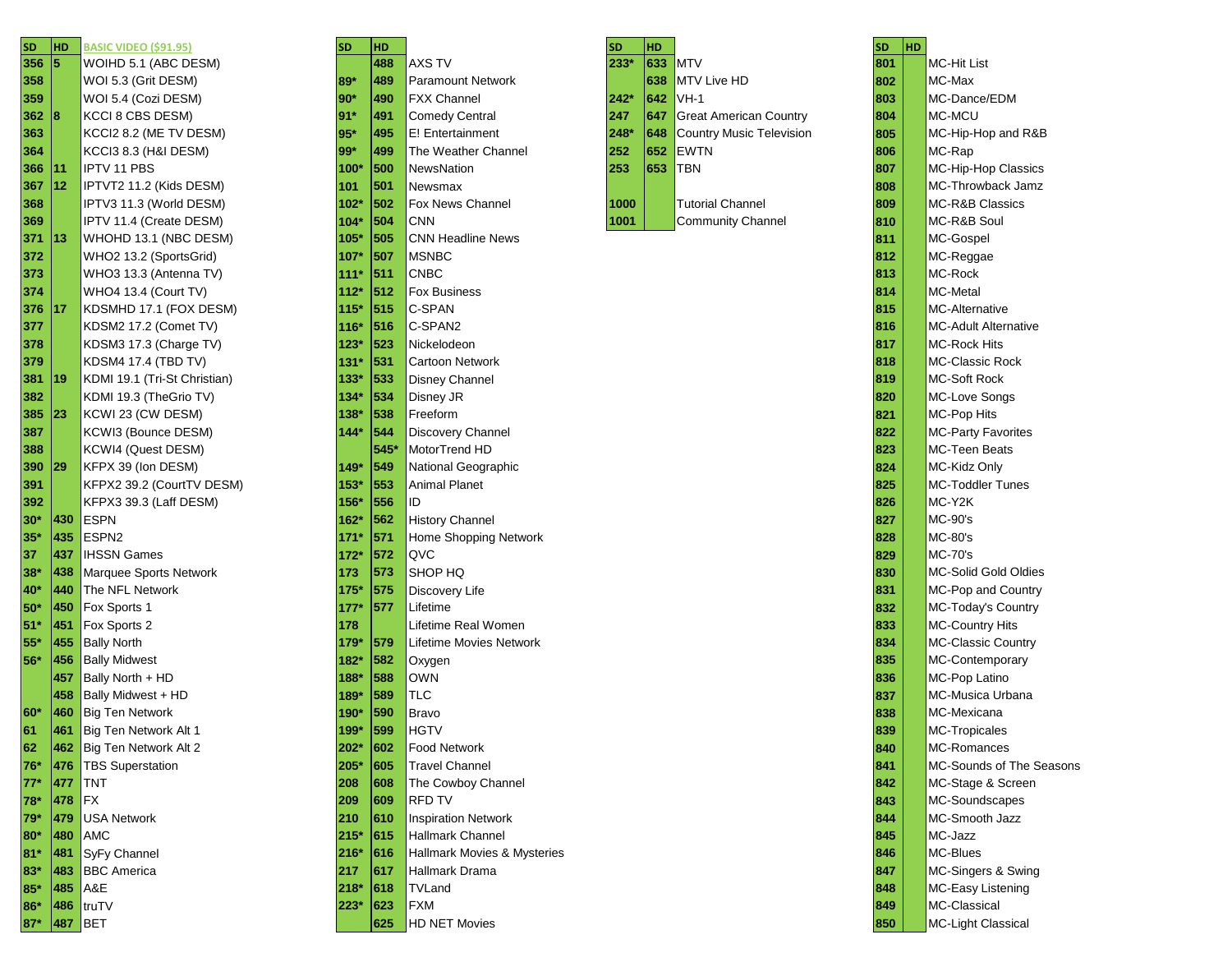| SD | HD | BASIC VIDEO ($91.95) |
|---|---|---|
| 356 | 5 | WOIHD 5.1 (ABC DESM) |
| 358 | | WOI 5.3 (Grit DESM) |
| 359 | | WOI 5.4 (Cozi DESM) |
| 362 | 8 | KCCI 8 CBS DESM) |
| 363 | | KCCI2 8.2 (ME TV DESM) |
| 364 | | KCCI3 8.3 (H&I DESM) |
| 366 | 11 | IPTV 11 PBS |
| 367 | 12 | IPTVT2 11.2 (Kids DESM) |
| 368 | | IPTV3 11.3 (World DESM) |
| 369 | | IPTV 11.4 (Create DESM) |
| 371 | 13 | WHOHD 13.1 (NBC DESM) |
| 372 | | WHO2 13.2 (SportsGrid) |
| 373 | | WHO3 13.3 (Antenna TV) |
| 374 | | WHO4 13.4 (Court TV) |
| 376 | 17 | KDSMHD 17.1 (FOX DESM) |
| 377 | | KDSM2 17.2 (Comet TV) |
| 378 | | KDSM3 17.3 (Charge TV) |
| 379 | | KDSM4 17.4 (TBD TV) |
| 381 | 19 | KDMI 19.1 (Tri-St Christian) |
| 382 | | KDMI 19.3 (TheGrio TV) |
| 385 | 23 | KCWI 23 (CW DESM) |
| 387 | | KCWI3 (Bounce DESM) |
| 388 | | KCWI4 (Quest DESM) |
| 390 | 29 | KFPX 39 (Ion DESM) |
| 391 | | KFPX2 39.2 (CourtTV DESM) |
| 392 | | KFPX3 39.3 (Laff DESM) |
| 30* | 430 | ESPN |
| 35* | 435 | ESPN2 |
| 37 | 437 | IHSSN Games |
| 38* | 438 | Marquee Sports Network |
| 40* | 440 | The NFL Network |
| 50* | 450 | Fox Sports 1 |
| 51* | 451 | Fox Sports 2 |
| 55* | 455 | Bally North |
| 56* | 456 | Bally Midwest |
| | 457 | Bally North + HD |
| | 458 | Bally Midwest + HD |
| 60* | 460 | Big Ten Network |
| 61 | 461 | Big Ten Network Alt 1 |
| 62 | 462 | Big Ten Network Alt 2 |
| 76* | 476 | TBS Superstation |
| 77* | 477 | TNT |
| 78* | 478 | FX |
| 79* | 479 | USA Network |
| 80* | 480 | AMC |
| 81* | 481 | SyFy Channel |
| 83* | 483 | BBC America |
| 85* | 485 | A&E |
| 86* | 486 | truTV |
| 87* | 487 | BET |

| SD | HD | |
|---|---|---|
| | 488 | AXS TV |
| 89* | 489 | Paramount Network |
| 90* | 490 | FXX Channel |
| 91* | 491 | Comedy Central |
| 95* | 495 | E! Entertainment |
| 99* | 499 | The Weather Channel |
| 100* | 500 | NewsNation |
| 101 | 501 | Newsmax |
| 102* | 502 | Fox News Channel |
| 104* | 504 | CNN |
| 105* | 505 | CNN Headline News |
| 107* | 507 | MSNBC |
| 111* | 511 | CNBC |
| 112* | 512 | Fox Business |
| 115* | 515 | C-SPAN |
| 116* | 516 | C-SPAN2 |
| 123* | 523 | Nickelodeon |
| 131* | 531 | Cartoon Network |
| 133* | 533 | Disney Channel |
| 134* | 534 | Disney JR |
| 138* | 538 | Freeform |
| 144* | 544 | Discovery Channel |
| | 545* | MotorTrend HD |
| 149* | 549 | National Geographic |
| 153* | 553 | Animal Planet |
| 156* | 556 | ID |
| 162* | 562 | History Channel |
| 171* | 571 | Home Shopping Network |
| 172* | 572 | QVC |
| 173 | 573 | SHOP HQ |
| 175* | 575 | Discovery Life |
| 177* | 577 | Lifetime |
| 178 | | Lifetime Real Women |
| 179* | 579 | Lifetime Movies Network |
| 182* | 582 | Oxygen |
| 188* | 588 | OWN |
| 189* | 589 | TLC |
| 190* | 590 | Bravo |
| 199* | 599 | HGTV |
| 202* | 602 | Food Network |
| 205* | 605 | Travel Channel |
| 208 | 608 | The Cowboy Channel |
| 209 | 609 | RFD TV |
| 210 | 610 | Inspiration Network |
| 215* | 615 | Hallmark Channel |
| 216* | 616 | Hallmark Movies & Mysteries |
| 217 | 617 | Hallmark Drama |
| 218* | 618 | TVLand |
| 223* | 623 | FXM |
| | 625 | HD NET Movies |

| SD | HD | |
|---|---|---|
| 233* | 633 | MTV |
| | 638 | MTV Live HD |
| 242* | 642 | VH-1 |
| 247 | 647 | Great American Country |
| 248* | 648 | Country Music Television |
| 252 | 652 | EWTN |
| 253 | 653 | TBN |
| | | |
| 1000 | | Tutorial Channel |
| 1001 | | Community Channel |

| SD | HD | |
|---|---|---|
| 801 | | MC-Hit List |
| 802 | | MC-Max |
| 803 | | MC-Dance/EDM |
| 804 | | MC-MCU |
| 805 | | MC-Hip-Hop and R&B |
| 806 | | MC-Rap |
| 807 | | MC-Hip-Hop Classics |
| 808 | | MC-Throwback Jamz |
| 809 | | MC-R&B Classics |
| 810 | | MC-R&B Soul |
| 811 | | MC-Gospel |
| 812 | | MC-Reggae |
| 813 | | MC-Rock |
| 814 | | MC-Metal |
| 815 | | MC-Alternative |
| 816 | | MC-Adult Alternative |
| 817 | | MC-Rock Hits |
| 818 | | MC-Classic Rock |
| 819 | | MC-Soft Rock |
| 820 | | MC-Love Songs |
| 821 | | MC-Pop Hits |
| 822 | | MC-Party Favorites |
| 823 | | MC-Teen Beats |
| 824 | | MC-Kidz Only |
| 825 | | MC-Toddler Tunes |
| 826 | | MC-Y2K |
| 827 | | MC-90's |
| 828 | | MC-80's |
| 829 | | MC-70's |
| 830 | | MC-Solid Gold Oldies |
| 831 | | MC-Pop and Country |
| 832 | | MC-Today's Country |
| 833 | | MC-Country Hits |
| 834 | | MC-Classic Country |
| 835 | | MC-Contemporary |
| 836 | | MC-Pop Latino |
| 837 | | MC-Musica Urbana |
| 838 | | MC-Mexicana |
| 839 | | MC-Tropicales |
| 840 | | MC-Romances |
| 841 | | MC-Sounds of The Seasons |
| 842 | | MC-Stage & Screen |
| 843 | | MC-Soundscapes |
| 844 | | MC-Smooth Jazz |
| 845 | | MC-Jazz |
| 846 | | MC-Blues |
| 847 | | MC-Singers & Swing |
| 848 | | MC-Easy Listening |
| 849 | | MC-Classical |
| 850 | | MC-Light Classical |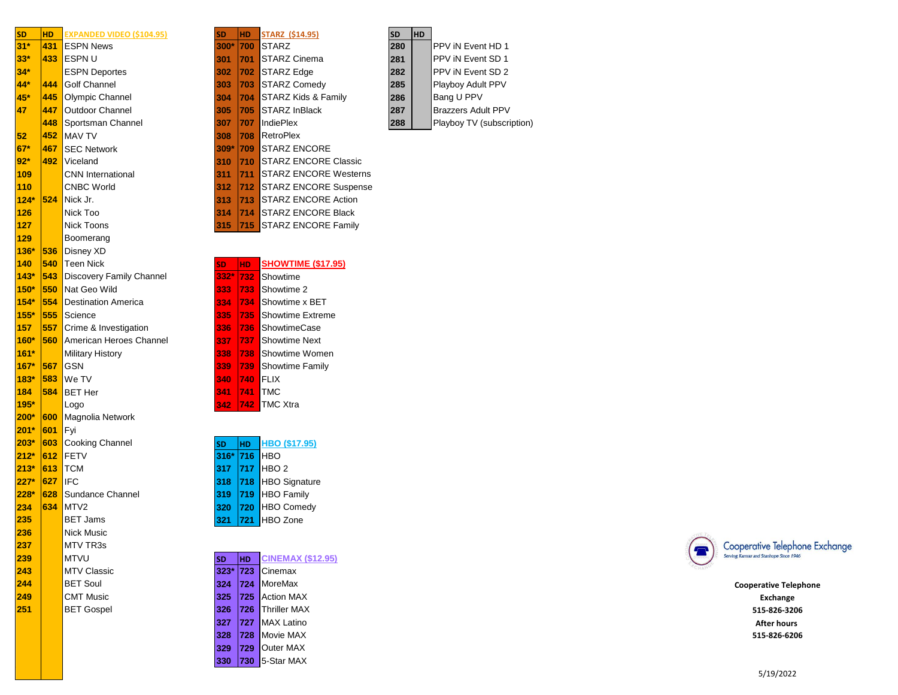| SD | HD | EXPANDED VIDEO ($104.95) |
|---|---|---|
| 31* | 431 | ESPN News |
| 33* | 433 | ESPN U |
| 34* | | ESPN Deportes |
| 44* | 444 | Golf Channel |
| 45* | 445 | Olympic Channel |
| 47 | 447 | Outdoor Channel |
| | 448 | Sportsman Channel |
| 52 | 452 | MAV TV |
| 67* | 467 | SEC Network |
| 92* | 492 | Viceland |
| 109 | | CNN International |
| 110 | | CNBC World |
| 124* | 524 | Nick Jr. |
| 126 | | Nick Too |
| 127 | | Nick Toons |
| 129 | | Boomerang |
| 136* | 536 | Disney XD |
| 140 | 540 | Teen Nick |
| 143* | 543 | Discovery Family Channel |
| 150* | 550 | Nat Geo Wild |
| 154* | 554 | Destination America |
| 155* | 555 | Science |
| 157 | 557 | Crime & Investigation |
| 160* | 560 | American Heroes Channel |
| 161* | | Military History |
| 167* | 567 | GSN |
| 183* | 583 | We TV |
| 184 | 584 | BET Her |
| 195* | | Logo |
| 200* | 600 | Magnolia Network |
| 201* | 601 | Fyi |
| 203* | 603 | Cooking Channel |
| 212* | 612 | FETV |
| 213* | 613 | TCM |
| 227* | 627 | IFC |
| 228* | 628 | Sundance Channel |
| 234 | 634 | MTV2 |
| 235 | | BET Jams |
| 236 | | Nick Music |
| 237 | | MTV TR3s |
| 239 | | MTVU |
| 243 | | MTV Classic |
| 244 | | BET Soul |
| 249 | | CMT Music |
| 251 | | BET Gospel |

| SD | HD | STARZ ($14.95) |
|---|---|---|
| 300* | 700 | STARZ |
| 301 | 701 | STARZ Cinema |
| 302 | 702 | STARZ Edge |
| 303 | 703 | STARZ Comedy |
| 304 | 704 | STARZ Kids & Family |
| 305 | 705 | STARZ InBlack |
| 307 | 707 | IndiePlex |
| 308 | 708 | RetroPlex |
| 309* | 709 | STARZ ENCORE |
| 310 | 710 | STARZ ENCORE Classic |
| 311 | 711 | STARZ ENCORE Westerns |
| 312 | 712 | STARZ ENCORE Suspense |
| 313 | 713 | STARZ ENCORE Action |
| 314 | 714 | STARZ ENCORE Black |
| 315 | 715 | STARZ ENCORE Family |

| SD | HD | SHOWTIME ($17.95) |
|---|---|---|
| 332* | 732 | Showtime |
| 333 | 733 | Showtime 2 |
| 334 | 734 | Showtime x BET |
| 335 | 735 | Showtime Extreme |
| 336 | 736 | ShowtimeCase |
| 337 | 737 | Showtime Next |
| 338 | 738 | Showtime Women |
| 339 | 739 | Showtime Family |
| 340 | 740 | FLIX |
| 341 | 741 | TMC |
| 342 | 742 | TMC Xtra |

| SD | HD | HBO ($17.95) |
|---|---|---|
| 316* | 716 | HBO |
| 317 | 717 | HBO 2 |
| 318 | 718 | HBO Signature |
| 319 | 719 | HBO Family |
| 320 | 720 | HBO Comedy |
| 321 | 721 | HBO Zone |

| SD | HD | CINEMAX ($12.95) |
|---|---|---|
| 323* | 723 | Cinemax |
| 324 | 724 | MoreMax |
| 325 | 725 | Action MAX |
| 326 | 726 | Thriller MAX |
| 327 | 727 | MAX Latino |
| 328 | 728 | Movie MAX |
| 329 | 729 | Outer MAX |
| 330 | 730 | 5-Star MAX |

| SD | HD | |
|---|---|---|
| 280 | | PPV iN Event HD 1 |
| 281 | | PPV iN Event SD 1 |
| 282 | | PPV iN Event SD 2 |
| 285 | | Playboy Adult PPV |
| 286 | | Bang U PPV |
| 287 | | Brazzers Adult PPV |
| 288 | | Playboy TV (subscription) |

Cooperative Telephone Exchange
Serving Kamrar and Stanhope Since 1946

**Cooperative Telephone Exchange**
**515-826-3206**
**After hours**
**515-826-6206**

5/19/2022